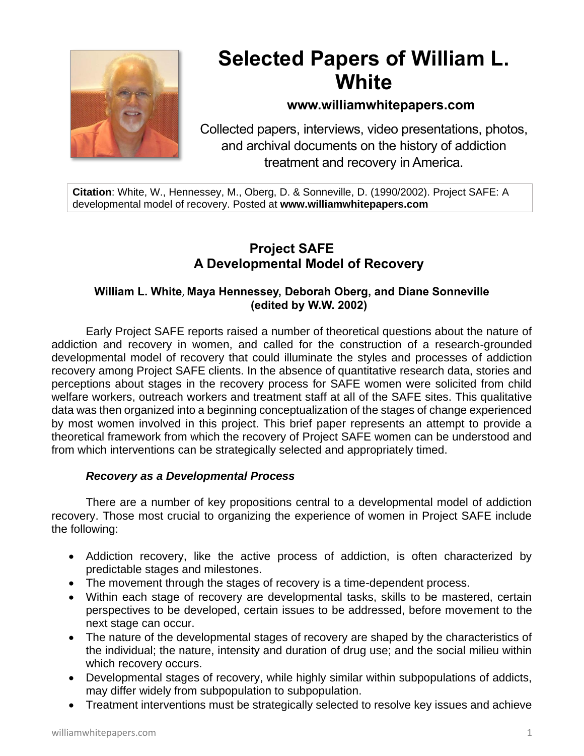# Selected Papers of William L. White

**www.williamwhitepapers.com**

Collected papers, interviews, video presentations, photos, and archival documents on the history of addiction treatment and recovery in America.

**Citation**: White, W., Hennessey, M., Oberg, D. & Sonneville, D. (1990/2002). Project SAFE: A developmental model of recovery. Posted at **www.williamwhitepapers.com**

## Project SAFE
## A Developmental Model of Recovery

**William L. White, Maya Hennessey, Deborah Oberg, and Diane Sonneville (edited by W.W. 2002)**

Early Project SAFE reports raised a number of theoretical questions about the nature of addiction and recovery in women, and called for the construction of a research-grounded developmental model of recovery that could illuminate the styles and processes of addiction recovery among Project SAFE clients. In the absence of quantitative research data, stories and perceptions about stages in the recovery process for SAFE women were solicited from child welfare workers, outreach workers and treatment staff at all of the SAFE sites. This qualitative data was then organized into a beginning conceptualization of the stages of change experienced by most women involved in this project. This brief paper represents an attempt to provide a theoretical framework from which the recovery of Project SAFE women can be understood and from which interventions can be strategically selected and appropriately timed.

### *Recovery as a Developmental Process*

There are a number of key propositions central to a developmental model of addiction recovery. Those most crucial to organizing the experience of women in Project SAFE include the following:

- Addiction recovery, like the active process of addiction, is often characterized by predictable stages and milestones.
- The movement through the stages of recovery is a time-dependent process.
- Within each stage of recovery are developmental tasks, skills to be mastered, certain perspectives to be developed, certain issues to be addressed, before movement to the next stage can occur.
- The nature of the developmental stages of recovery are shaped by the characteristics of the individual; the nature, intensity and duration of drug use; and the social milieu within which recovery occurs.
- Developmental stages of recovery, while highly similar within subpopulations of addicts, may differ widely from subpopulation to subpopulation.
- Treatment interventions must be strategically selected to resolve key issues and achieve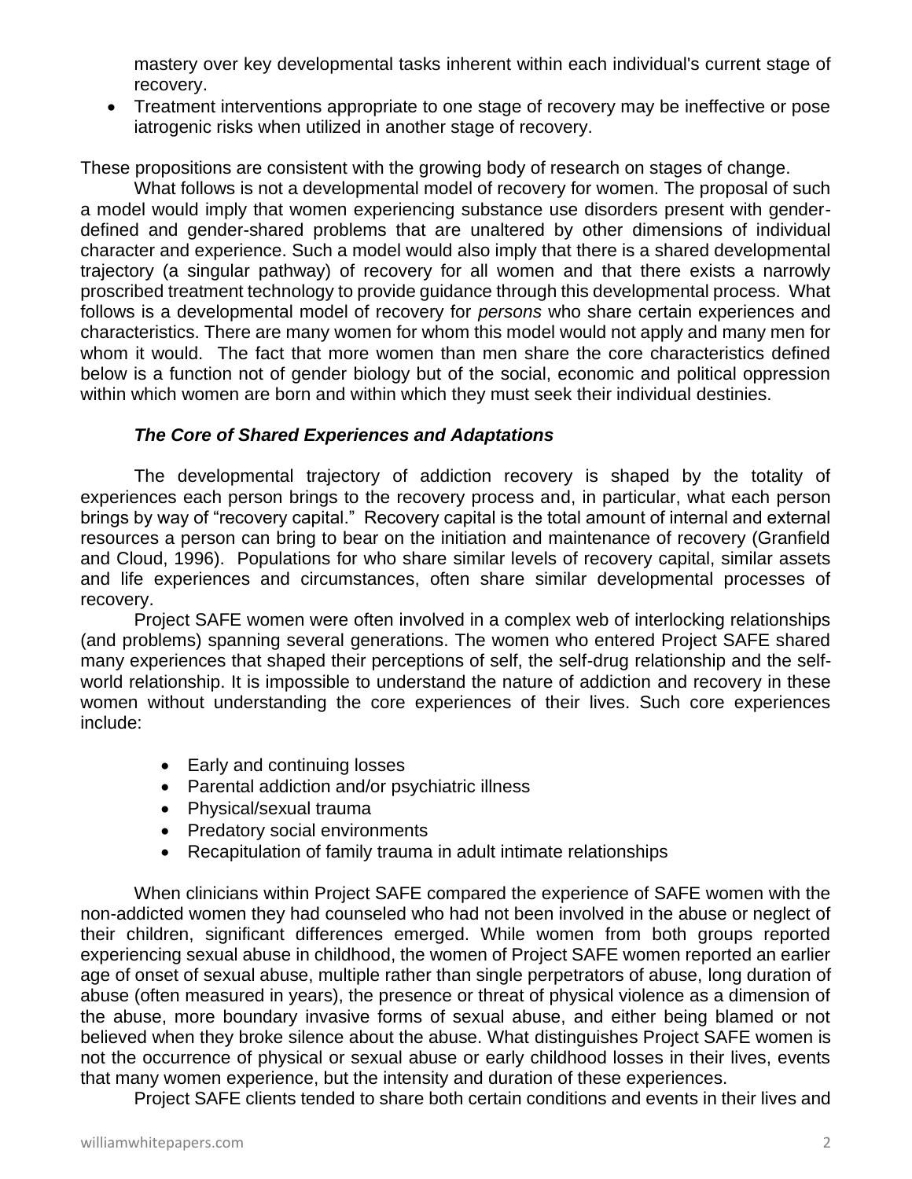mastery over key developmental tasks inherent within each individual's current stage of recovery.

- Treatment interventions appropriate to one stage of recovery may be ineffective or pose iatrogenic risks when utilized in another stage of recovery.

These propositions are consistent with the growing body of research on stages of change.

What follows is not a developmental model of recovery for women. The proposal of such a model would imply that women experiencing substance use disorders present with gender-defined and gender-shared problems that are unaltered by other dimensions of individual character and experience. Such a model would also imply that there is a shared developmental trajectory (a singular pathway) of recovery for all women and that there exists a narrowly proscribed treatment technology to provide guidance through this developmental process. What follows is a developmental model of recovery for *persons* who share certain experiences and characteristics. There are many women for whom this model would not apply and many men for whom it would. The fact that more women than men share the core characteristics defined below is a function not of gender biology but of the social, economic and political oppression within which women are born and within which they must seek their individual destinies.

### *The Core of Shared Experiences and Adaptations*

The developmental trajectory of addiction recovery is shaped by the totality of experiences each person brings to the recovery process and, in particular, what each person brings by way of "recovery capital." Recovery capital is the total amount of internal and external resources a person can bring to bear on the initiation and maintenance of recovery (Granfield and Cloud, 1996). Populations for who share similar levels of recovery capital, similar assets and life experiences and circumstances, often share similar developmental processes of recovery.

Project SAFE women were often involved in a complex web of interlocking relationships (and problems) spanning several generations. The women who entered Project SAFE shared many experiences that shaped their perceptions of self, the self-drug relationship and the self-world relationship. It is impossible to understand the nature of addiction and recovery in these women without understanding the core experiences of their lives. Such core experiences include:

- Early and continuing losses
- Parental addiction and/or psychiatric illness
- Physical/sexual trauma
- Predatory social environments
- Recapitulation of family trauma in adult intimate relationships

When clinicians within Project SAFE compared the experience of SAFE women with the non-addicted women they had counseled who had not been involved in the abuse or neglect of their children, significant differences emerged. While women from both groups reported experiencing sexual abuse in childhood, the women of Project SAFE women reported an earlier age of onset of sexual abuse, multiple rather than single perpetrators of abuse, long duration of abuse (often measured in years), the presence or threat of physical violence as a dimension of the abuse, more boundary invasive forms of sexual abuse, and either being blamed or not believed when they broke silence about the abuse. What distinguishes Project SAFE women is not the occurrence of physical or sexual abuse or early childhood losses in their lives, events that many women experience, but the intensity and duration of these experiences.

Project SAFE clients tended to share both certain conditions and events in their lives and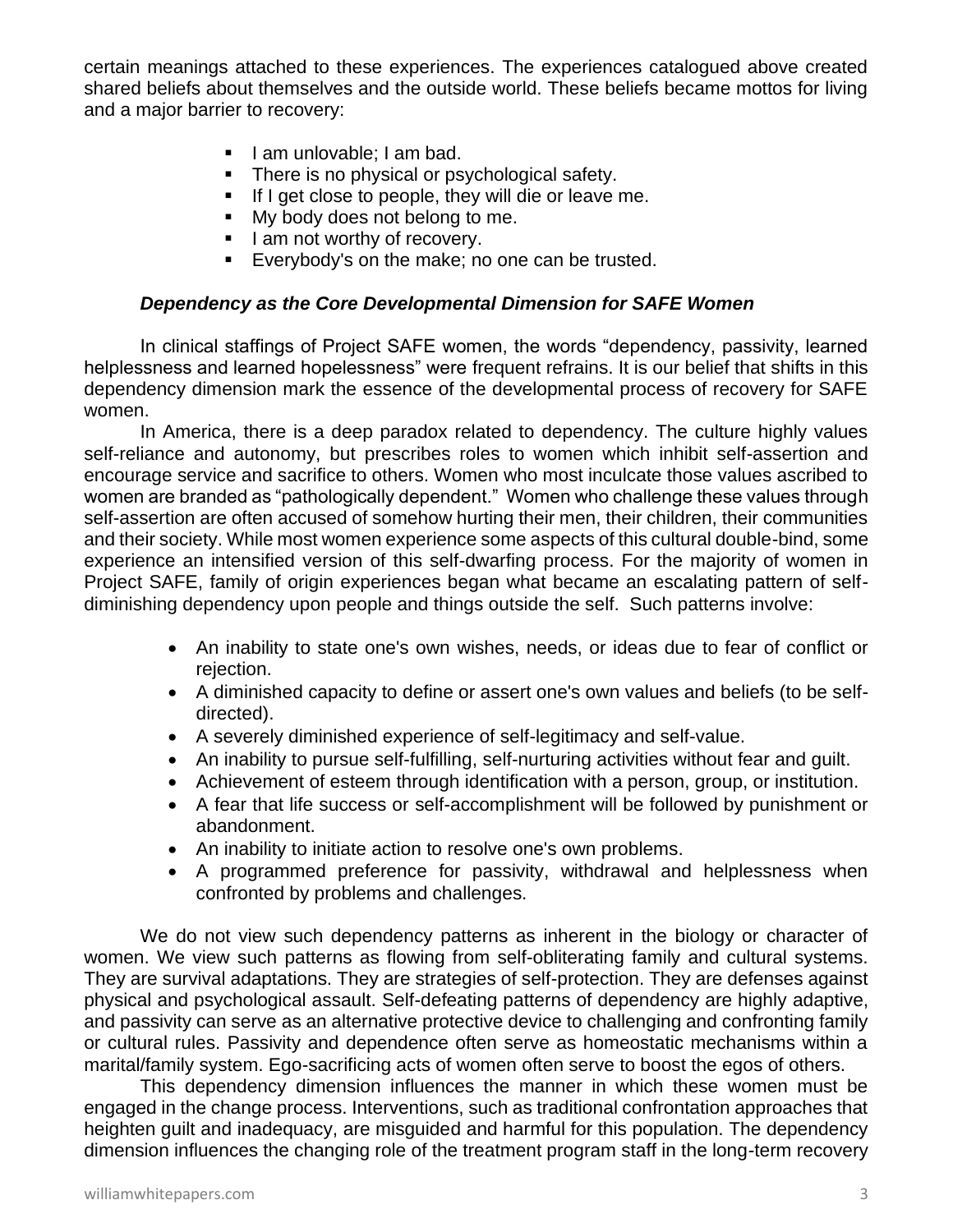certain meanings attached to these experiences. The experiences catalogued above created shared beliefs about themselves and the outside world. These beliefs became mottos for living and a major barrier to recovery:

- I am unlovable; I am bad.
- There is no physical or psychological safety.
- If I get close to people, they will die or leave me.
- My body does not belong to me.
- I am not worthy of recovery.
- Everybody's on the make; no one can be trusted.

### ***Dependency as the Core Developmental Dimension for SAFE Women***

In clinical staffings of Project SAFE women, the words "dependency, passivity, learned helplessness and learned hopelessness" were frequent refrains. It is our belief that shifts in this dependency dimension mark the essence of the developmental process of recovery for SAFE women.

In America, there is a deep paradox related to dependency. The culture highly values self-reliance and autonomy, but prescribes roles to women which inhibit self-assertion and encourage service and sacrifice to others. Women who most inculcate those values ascribed to women are branded as "pathologically dependent." Women who challenge these values through self-assertion are often accused of somehow hurting their men, their children, their communities and their society. While most women experience some aspects of this cultural double-bind, some experience an intensified version of this self-dwarfing process. For the majority of women in Project SAFE, family of origin experiences began what became an escalating pattern of self-diminishing dependency upon people and things outside the self. Such patterns involve:

- An inability to state one's own wishes, needs, or ideas due to fear of conflict or rejection.
- A diminished capacity to define or assert one's own values and beliefs (to be self-directed).
- A severely diminished experience of self-legitimacy and self-value.
- An inability to pursue self-fulfilling, self-nurturing activities without fear and guilt.
- Achievement of esteem through identification with a person, group, or institution.
- A fear that life success or self-accomplishment will be followed by punishment or abandonment.
- An inability to initiate action to resolve one's own problems.
- A programmed preference for passivity, withdrawal and helplessness when confronted by problems and challenges.

We do not view such dependency patterns as inherent in the biology or character of women. We view such patterns as flowing from self-obliterating family and cultural systems. They are survival adaptations. They are strategies of self-protection. They are defenses against physical and psychological assault. Self-defeating patterns of dependency are highly adaptive, and passivity can serve as an alternative protective device to challenging and confronting family or cultural rules. Passivity and dependence often serve as homeostatic mechanisms within a marital/family system. Ego-sacrificing acts of women often serve to boost the egos of others.

This dependency dimension influences the manner in which these women must be engaged in the change process. Interventions, such as traditional confrontation approaches that heighten guilt and inadequacy, are misguided and harmful for this population. The dependency dimension influences the changing role of the treatment program staff in the long-term recovery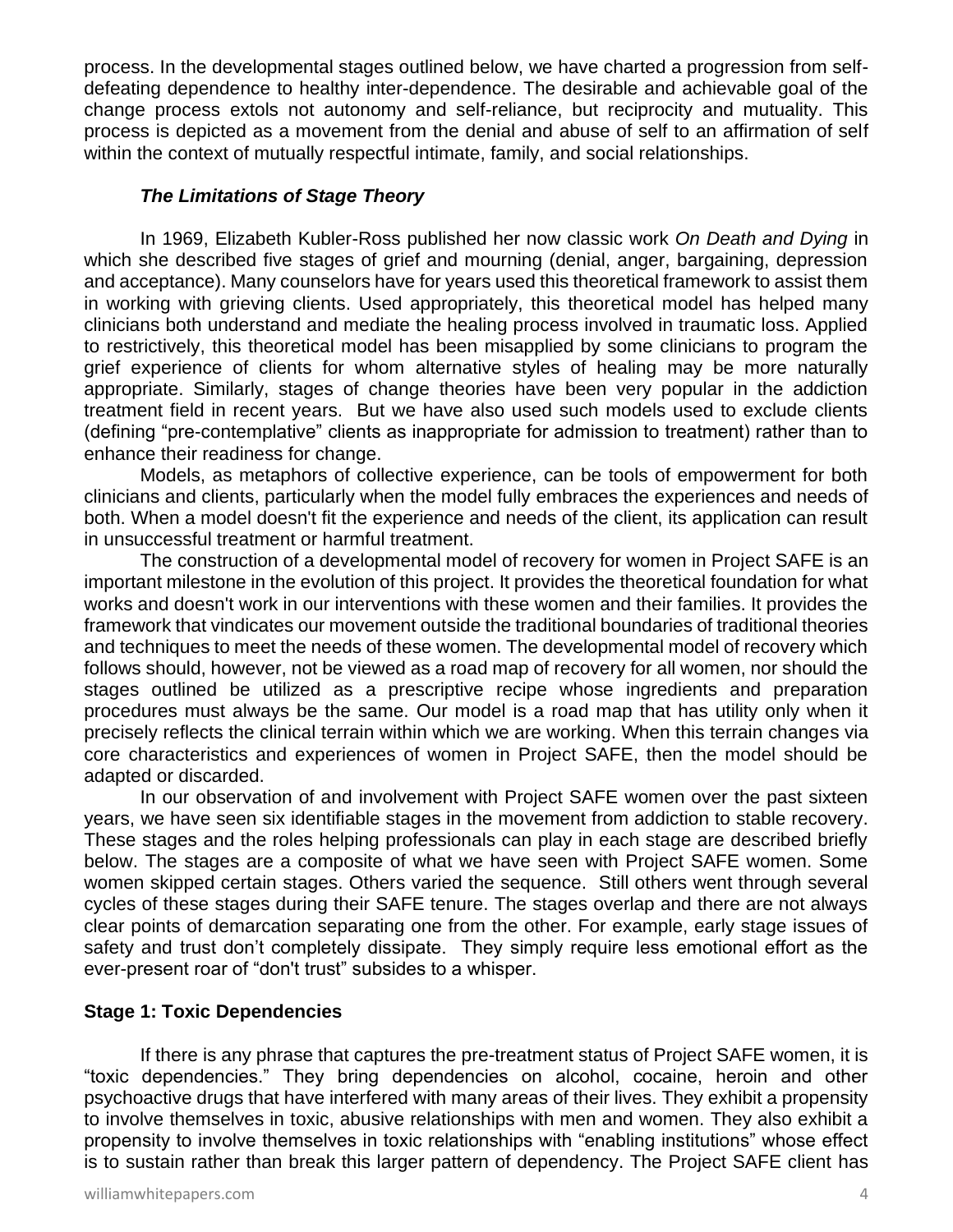process. In the developmental stages outlined below, we have charted a progression from self-defeating dependence to healthy inter-dependence. The desirable and achievable goal of the change process extols not autonomy and self-reliance, but reciprocity and mutuality. This process is depicted as a movement from the denial and abuse of self to an affirmation of self within the context of mutually respectful intimate, family, and social relationships.

***The Limitations of Stage Theory***

In 1969, Elizabeth Kubler-Ross published her now classic work *On Death and Dying* in which she described five stages of grief and mourning (denial, anger, bargaining, depression and acceptance). Many counselors have for years used this theoretical framework to assist them in working with grieving clients. Used appropriately, this theoretical model has helped many clinicians both understand and mediate the healing process involved in traumatic loss. Applied to restrictively, this theoretical model has been misapplied by some clinicians to program the grief experience of clients for whom alternative styles of healing may be more naturally appropriate. Similarly, stages of change theories have been very popular in the addiction treatment field in recent years. But we have also used such models used to exclude clients (defining "pre-contemplative" clients as inappropriate for admission to treatment) rather than to enhance their readiness for change.

Models, as metaphors of collective experience, can be tools of empowerment for both clinicians and clients, particularly when the model fully embraces the experiences and needs of both. When a model doesn't fit the experience and needs of the client, its application can result in unsuccessful treatment or harmful treatment.

The construction of a developmental model of recovery for women in Project SAFE is an important milestone in the evolution of this project. It provides the theoretical foundation for what works and doesn't work in our interventions with these women and their families. It provides the framework that vindicates our movement outside the traditional boundaries of traditional theories and techniques to meet the needs of these women. The developmental model of recovery which follows should, however, not be viewed as a road map of recovery for all women, nor should the stages outlined be utilized as a prescriptive recipe whose ingredients and preparation procedures must always be the same. Our model is a road map that has utility only when it precisely reflects the clinical terrain within which we are working. When this terrain changes via core characteristics and experiences of women in Project SAFE, then the model should be adapted or discarded.

In our observation of and involvement with Project SAFE women over the past sixteen years, we have seen six identifiable stages in the movement from addiction to stable recovery. These stages and the roles helping professionals can play in each stage are described briefly below. The stages are a composite of what we have seen with Project SAFE women. Some women skipped certain stages. Others varied the sequence. Still others went through several cycles of these stages during their SAFE tenure. The stages overlap and there are not always clear points of demarcation separating one from the other. For example, early stage issues of safety and trust don't completely dissipate. They simply require less emotional effort as the ever-present roar of "don't trust" subsides to a whisper.

**Stage 1: Toxic Dependencies**

If there is any phrase that captures the pre-treatment status of Project SAFE women, it is "toxic dependencies." They bring dependencies on alcohol, cocaine, heroin and other psychoactive drugs that have interfered with many areas of their lives. They exhibit a propensity to involve themselves in toxic, abusive relationships with men and women. They also exhibit a propensity to involve themselves in toxic relationships with "enabling institutions" whose effect is to sustain rather than break this larger pattern of dependency. The Project SAFE client has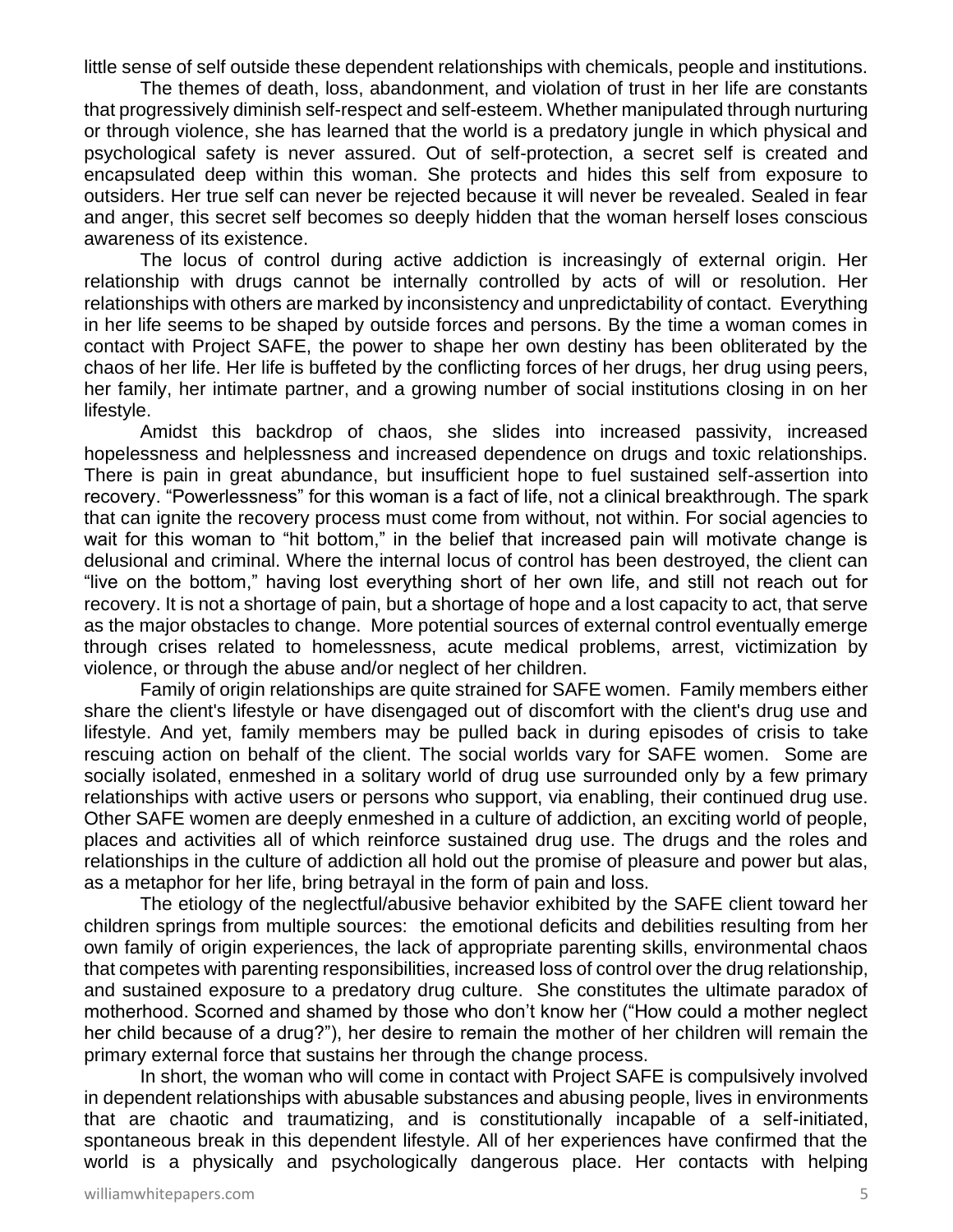little sense of self outside these dependent relationships with chemicals, people and institutions.

The themes of death, loss, abandonment, and violation of trust in her life are constants that progressively diminish self-respect and self-esteem. Whether manipulated through nurturing or through violence, she has learned that the world is a predatory jungle in which physical and psychological safety is never assured. Out of self-protection, a secret self is created and encapsulated deep within this woman. She protects and hides this self from exposure to outsiders. Her true self can never be rejected because it will never be revealed. Sealed in fear and anger, this secret self becomes so deeply hidden that the woman herself loses conscious awareness of its existence.

The locus of control during active addiction is increasingly of external origin. Her relationship with drugs cannot be internally controlled by acts of will or resolution. Her relationships with others are marked by inconsistency and unpredictability of contact. Everything in her life seems to be shaped by outside forces and persons. By the time a woman comes in contact with Project SAFE, the power to shape her own destiny has been obliterated by the chaos of her life. Her life is buffeted by the conflicting forces of her drugs, her drug using peers, her family, her intimate partner, and a growing number of social institutions closing in on her lifestyle.

Amidst this backdrop of chaos, she slides into increased passivity, increased hopelessness and helplessness and increased dependence on drugs and toxic relationships. There is pain in great abundance, but insufficient hope to fuel sustained self-assertion into recovery. "Powerlessness" for this woman is a fact of life, not a clinical breakthrough. The spark that can ignite the recovery process must come from without, not within. For social agencies to wait for this woman to "hit bottom," in the belief that increased pain will motivate change is delusional and criminal. Where the internal locus of control has been destroyed, the client can "live on the bottom," having lost everything short of her own life, and still not reach out for recovery. It is not a shortage of pain, but a shortage of hope and a lost capacity to act, that serve as the major obstacles to change. More potential sources of external control eventually emerge through crises related to homelessness, acute medical problems, arrest, victimization by violence, or through the abuse and/or neglect of her children.

Family of origin relationships are quite strained for SAFE women. Family members either share the client's lifestyle or have disengaged out of discomfort with the client's drug use and lifestyle. And yet, family members may be pulled back in during episodes of crisis to take rescuing action on behalf of the client. The social worlds vary for SAFE women. Some are socially isolated, enmeshed in a solitary world of drug use surrounded only by a few primary relationships with active users or persons who support, via enabling, their continued drug use. Other SAFE women are deeply enmeshed in a culture of addiction, an exciting world of people, places and activities all of which reinforce sustained drug use. The drugs and the roles and relationships in the culture of addiction all hold out the promise of pleasure and power but alas, as a metaphor for her life, bring betrayal in the form of pain and loss.

The etiology of the neglectful/abusive behavior exhibited by the SAFE client toward her children springs from multiple sources: the emotional deficits and debilities resulting from her own family of origin experiences, the lack of appropriate parenting skills, environmental chaos that competes with parenting responsibilities, increased loss of control over the drug relationship, and sustained exposure to a predatory drug culture. She constitutes the ultimate paradox of motherhood. Scorned and shamed by those who don't know her ("How could a mother neglect her child because of a drug?"), her desire to remain the mother of her children will remain the primary external force that sustains her through the change process.

In short, the woman who will come in contact with Project SAFE is compulsively involved in dependent relationships with abusable substances and abusing people, lives in environments that are chaotic and traumatizing, and is constitutionally incapable of a self-initiated, spontaneous break in this dependent lifestyle. All of her experiences have confirmed that the world is a physically and psychologically dangerous place. Her contacts with helping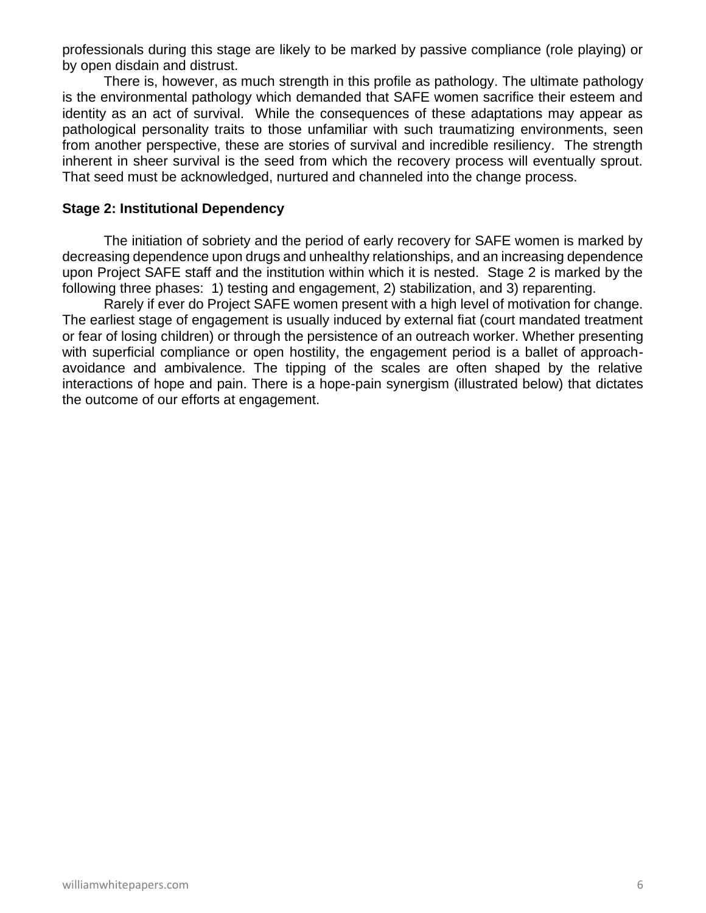professionals during this stage are likely to be marked by passive compliance (role playing) or by open disdain and distrust.

There is, however, as much strength in this profile as pathology. The ultimate pathology is the environmental pathology which demanded that SAFE women sacrifice their esteem and identity as an act of survival. While the consequences of these adaptations may appear as pathological personality traits to those unfamiliar with such traumatizing environments, seen from another perspective, these are stories of survival and incredible resiliency. The strength inherent in sheer survival is the seed from which the recovery process will eventually sprout. That seed must be acknowledged, nurtured and channeled into the change process.

**Stage 2: Institutional Dependency**

The initiation of sobriety and the period of early recovery for SAFE women is marked by decreasing dependence upon drugs and unhealthy relationships, and an increasing dependence upon Project SAFE staff and the institution within which it is nested. Stage 2 is marked by the following three phases: 1) testing and engagement, 2) stabilization, and 3) reparenting.

Rarely if ever do Project SAFE women present with a high level of motivation for change. The earliest stage of engagement is usually induced by external fiat (court mandated treatment or fear of losing children) or through the persistence of an outreach worker. Whether presenting with superficial compliance or open hostility, the engagement period is a ballet of approach-avoidance and ambivalence. The tipping of the scales are often shaped by the relative interactions of hope and pain. There is a hope-pain synergism (illustrated below) that dictates the outcome of our efforts at engagement.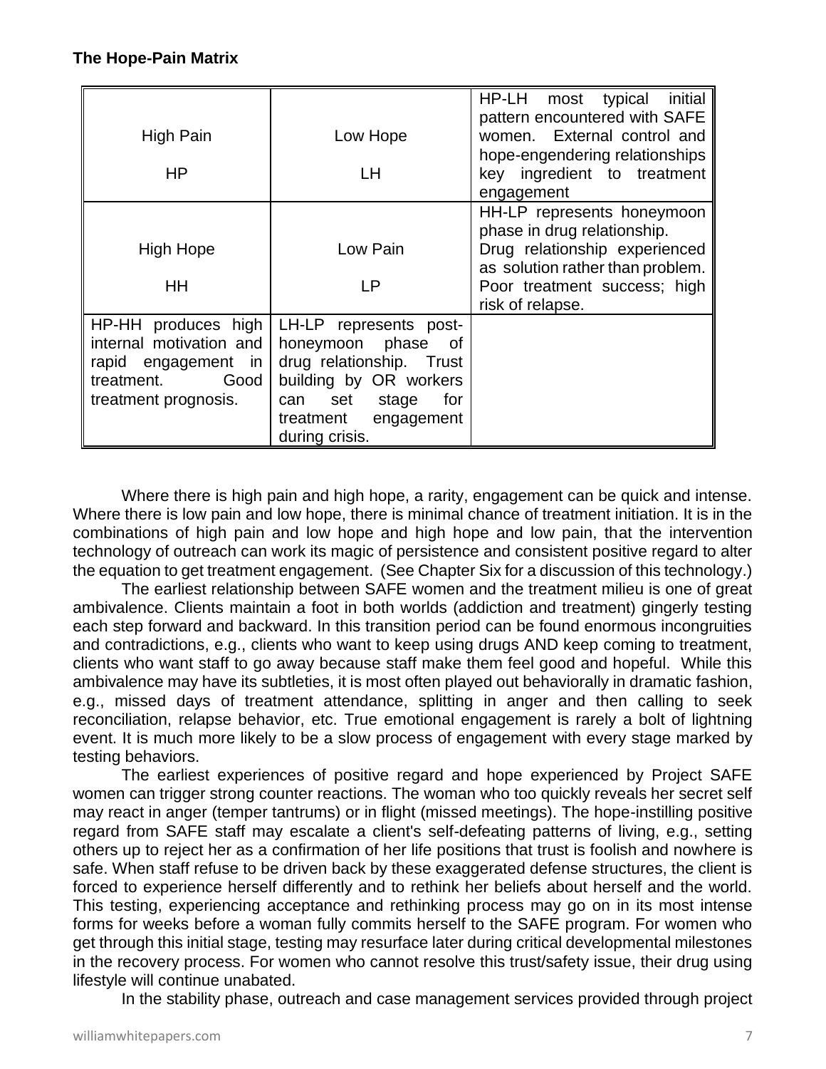**The Hope-Pain Matrix**

| | | |
|---|---|---|
| High Pain<br><br>HP | Low Hope<br><br>LH | HP-LH most typical initial pattern encountered with SAFE women. External control and hope-engendering relationships key ingredient to treatment engagement |
| High Hope<br><br>HH | Low Pain<br><br>LP | HH-LP represents honeymoon phase in drug relationship. Drug relationship experienced as solution rather than problem. Poor treatment success; high risk of relapse. |
| HP-HH produces high internal motivation and rapid engagement in treatment. Good treatment prognosis. | LH-LP represents post-honeymoon phase of drug relationship. Trust building by OR workers can set stage for treatment engagement during crisis. | |

Where there is high pain and high hope, a rarity, engagement can be quick and intense. Where there is low pain and low hope, there is minimal chance of treatment initiation. It is in the combinations of high pain and low hope and high hope and low pain, that the intervention technology of outreach can work its magic of persistence and consistent positive regard to alter the equation to get treatment engagement. (See Chapter Six for a discussion of this technology.)

The earliest relationship between SAFE women and the treatment milieu is one of great ambivalence. Clients maintain a foot in both worlds (addiction and treatment) gingerly testing each step forward and backward. In this transition period can be found enormous incongruities and contradictions, e.g., clients who want to keep using drugs AND keep coming to treatment, clients who want staff to go away because staff make them feel good and hopeful. While this ambivalence may have its subtleties, it is most often played out behaviorally in dramatic fashion, e.g., missed days of treatment attendance, splitting in anger and then calling to seek reconciliation, relapse behavior, etc. True emotional engagement is rarely a bolt of lightning event. It is much more likely to be a slow process of engagement with every stage marked by testing behaviors.

The earliest experiences of positive regard and hope experienced by Project SAFE women can trigger strong counter reactions. The woman who too quickly reveals her secret self may react in anger (temper tantrums) or in flight (missed meetings). The hope-instilling positive regard from SAFE staff may escalate a client's self-defeating patterns of living, e.g., setting others up to reject her as a confirmation of her life positions that trust is foolish and nowhere is safe. When staff refuse to be driven back by these exaggerated defense structures, the client is forced to experience herself differently and to rethink her beliefs about herself and the world. This testing, experiencing acceptance and rethinking process may go on in its most intense forms for weeks before a woman fully commits herself to the SAFE program. For women who get through this initial stage, testing may resurface later during critical developmental milestones in the recovery process. For women who cannot resolve this trust/safety issue, their drug using lifestyle will continue unabated.

In the stability phase, outreach and case management services provided through project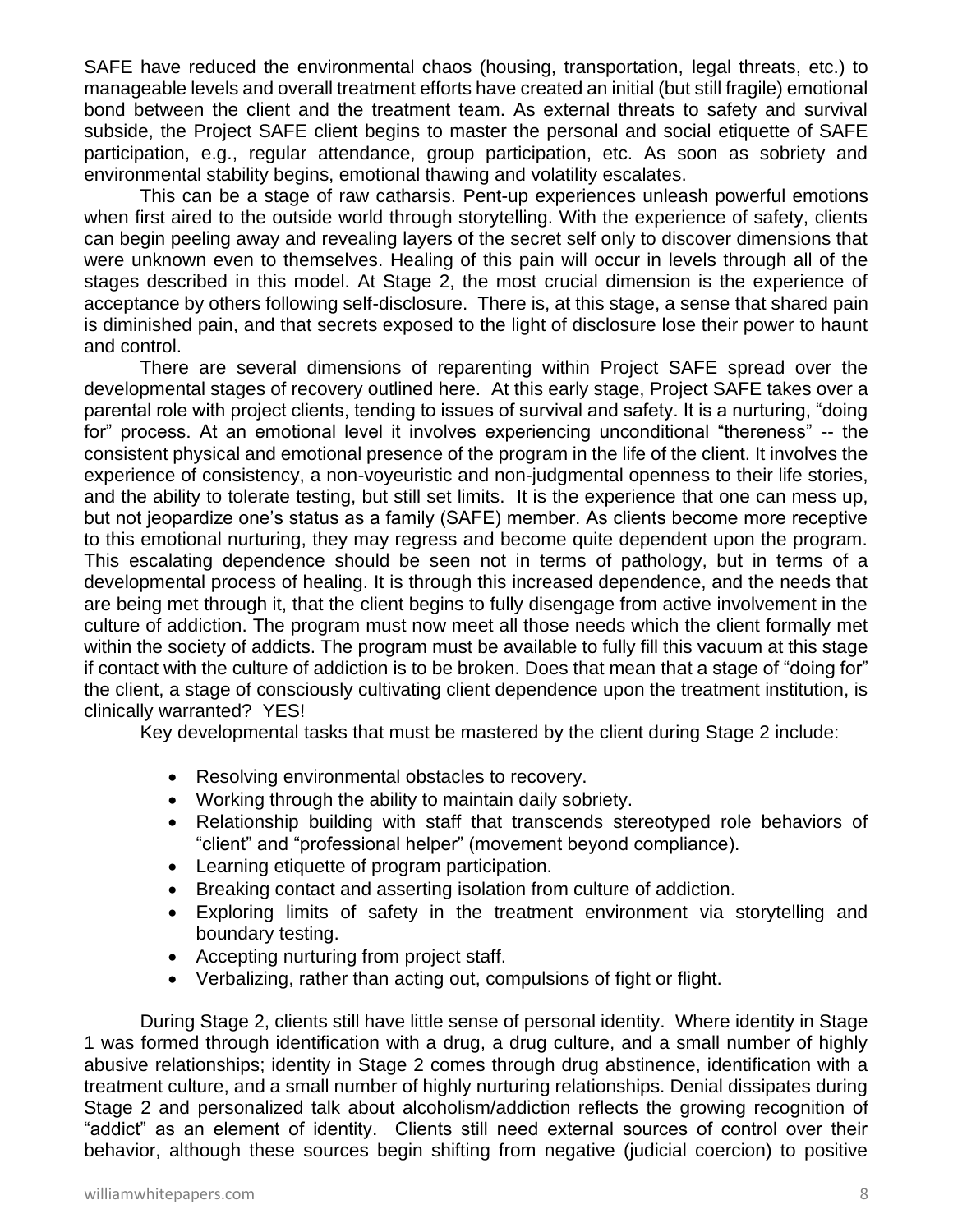SAFE have reduced the environmental chaos (housing, transportation, legal threats, etc.) to manageable levels and overall treatment efforts have created an initial (but still fragile) emotional bond between the client and the treatment team. As external threats to safety and survival subside, the Project SAFE client begins to master the personal and social etiquette of SAFE participation, e.g., regular attendance, group participation, etc. As soon as sobriety and environmental stability begins, emotional thawing and volatility escalates.

This can be a stage of raw catharsis. Pent-up experiences unleash powerful emotions when first aired to the outside world through storytelling. With the experience of safety, clients can begin peeling away and revealing layers of the secret self only to discover dimensions that were unknown even to themselves. Healing of this pain will occur in levels through all of the stages described in this model. At Stage 2, the most crucial dimension is the experience of acceptance by others following self-disclosure. There is, at this stage, a sense that shared pain is diminished pain, and that secrets exposed to the light of disclosure lose their power to haunt and control.

There are several dimensions of reparenting within Project SAFE spread over the developmental stages of recovery outlined here. At this early stage, Project SAFE takes over a parental role with project clients, tending to issues of survival and safety. It is a nurturing, "doing for" process. At an emotional level it involves experiencing unconditional "thereness" -- the consistent physical and emotional presence of the program in the life of the client. It involves the experience of consistency, a non-voyeuristic and non-judgmental openness to their life stories, and the ability to tolerate testing, but still set limits. It is the experience that one can mess up, but not jeopardize one's status as a family (SAFE) member. As clients become more receptive to this emotional nurturing, they may regress and become quite dependent upon the program. This escalating dependence should be seen not in terms of pathology, but in terms of a developmental process of healing. It is through this increased dependence, and the needs that are being met through it, that the client begins to fully disengage from active involvement in the culture of addiction. The program must now meet all those needs which the client formally met within the society of addicts. The program must be available to fully fill this vacuum at this stage if contact with the culture of addiction is to be broken. Does that mean that a stage of "doing for" the client, a stage of consciously cultivating client dependence upon the treatment institution, is clinically warranted? YES!

Key developmental tasks that must be mastered by the client during Stage 2 include:

- Resolving environmental obstacles to recovery.
- Working through the ability to maintain daily sobriety.
- Relationship building with staff that transcends stereotyped role behaviors of "client" and "professional helper" (movement beyond compliance).
- Learning etiquette of program participation.
- Breaking contact and asserting isolation from culture of addiction.
- Exploring limits of safety in the treatment environment via storytelling and boundary testing.
- Accepting nurturing from project staff.
- Verbalizing, rather than acting out, compulsions of fight or flight.

During Stage 2, clients still have little sense of personal identity. Where identity in Stage 1 was formed through identification with a drug, a drug culture, and a small number of highly abusive relationships; identity in Stage 2 comes through drug abstinence, identification with a treatment culture, and a small number of highly nurturing relationships. Denial dissipates during Stage 2 and personalized talk about alcoholism/addiction reflects the growing recognition of "addict" as an element of identity. Clients still need external sources of control over their behavior, although these sources begin shifting from negative (judicial coercion) to positive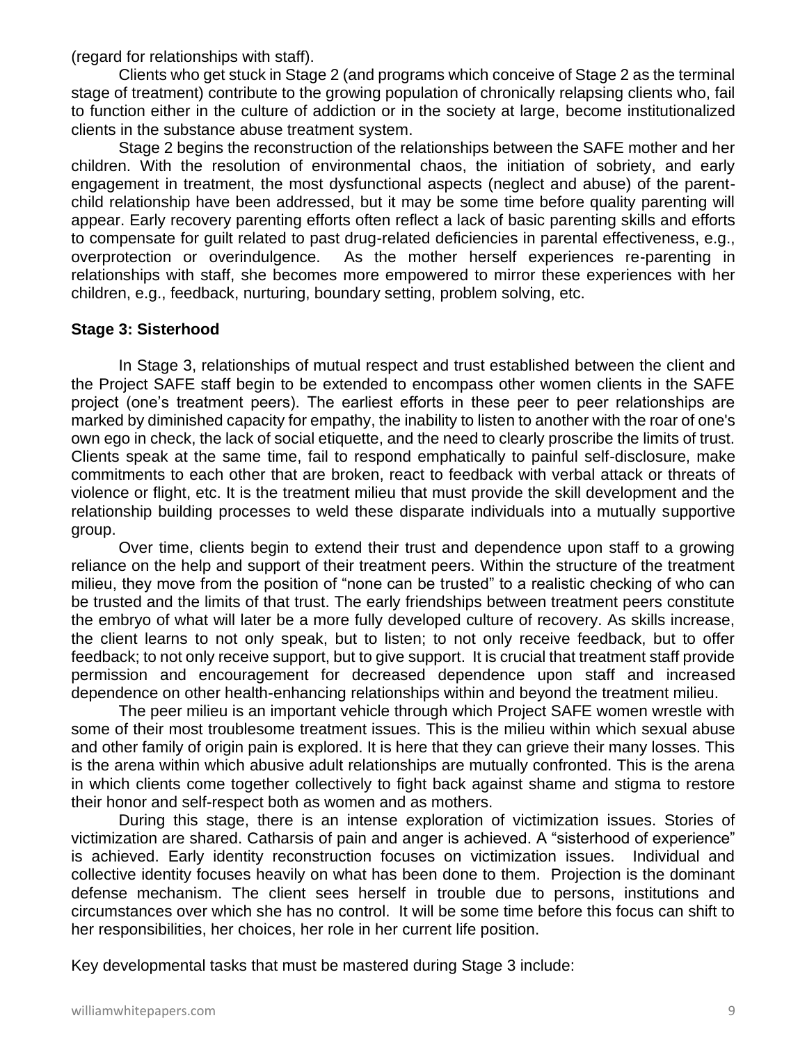(regard for relationships with staff).

Clients who get stuck in Stage 2 (and programs which conceive of Stage 2 as the terminal stage of treatment) contribute to the growing population of chronically relapsing clients who, fail to function either in the culture of addiction or in the society at large, become institutionalized clients in the substance abuse treatment system.

Stage 2 begins the reconstruction of the relationships between the SAFE mother and her children. With the resolution of environmental chaos, the initiation of sobriety, and early engagement in treatment, the most dysfunctional aspects (neglect and abuse) of the parent-child relationship have been addressed, but it may be some time before quality parenting will appear. Early recovery parenting efforts often reflect a lack of basic parenting skills and efforts to compensate for guilt related to past drug-related deficiencies in parental effectiveness, e.g., overprotection or overindulgence. As the mother herself experiences re-parenting in relationships with staff, she becomes more empowered to mirror these experiences with her children, e.g., feedback, nurturing, boundary setting, problem solving, etc.

**Stage 3: Sisterhood**

In Stage 3, relationships of mutual respect and trust established between the client and the Project SAFE staff begin to be extended to encompass other women clients in the SAFE project (one's treatment peers). The earliest efforts in these peer to peer relationships are marked by diminished capacity for empathy, the inability to listen to another with the roar of one's own ego in check, the lack of social etiquette, and the need to clearly proscribe the limits of trust. Clients speak at the same time, fail to respond emphatically to painful self-disclosure, make commitments to each other that are broken, react to feedback with verbal attack or threats of violence or flight, etc. It is the treatment milieu that must provide the skill development and the relationship building processes to weld these disparate individuals into a mutually supportive group.

Over time, clients begin to extend their trust and dependence upon staff to a growing reliance on the help and support of their treatment peers. Within the structure of the treatment milieu, they move from the position of "none can be trusted" to a realistic checking of who can be trusted and the limits of that trust. The early friendships between treatment peers constitute the embryo of what will later be a more fully developed culture of recovery. As skills increase, the client learns to not only speak, but to listen; to not only receive feedback, but to offer feedback; to not only receive support, but to give support. It is crucial that treatment staff provide permission and encouragement for decreased dependence upon staff and increased dependence on other health-enhancing relationships within and beyond the treatment milieu.

The peer milieu is an important vehicle through which Project SAFE women wrestle with some of their most troublesome treatment issues. This is the milieu within which sexual abuse and other family of origin pain is explored. It is here that they can grieve their many losses. This is the arena within which abusive adult relationships are mutually confronted. This is the arena in which clients come together collectively to fight back against shame and stigma to restore their honor and self-respect both as women and as mothers.

During this stage, there is an intense exploration of victimization issues. Stories of victimization are shared. Catharsis of pain and anger is achieved. A "sisterhood of experience" is achieved. Early identity reconstruction focuses on victimization issues. Individual and collective identity focuses heavily on what has been done to them. Projection is the dominant defense mechanism. The client sees herself in trouble due to persons, institutions and circumstances over which she has no control. It will be some time before this focus can shift to her responsibilities, her choices, her role in her current life position.

Key developmental tasks that must be mastered during Stage 3 include: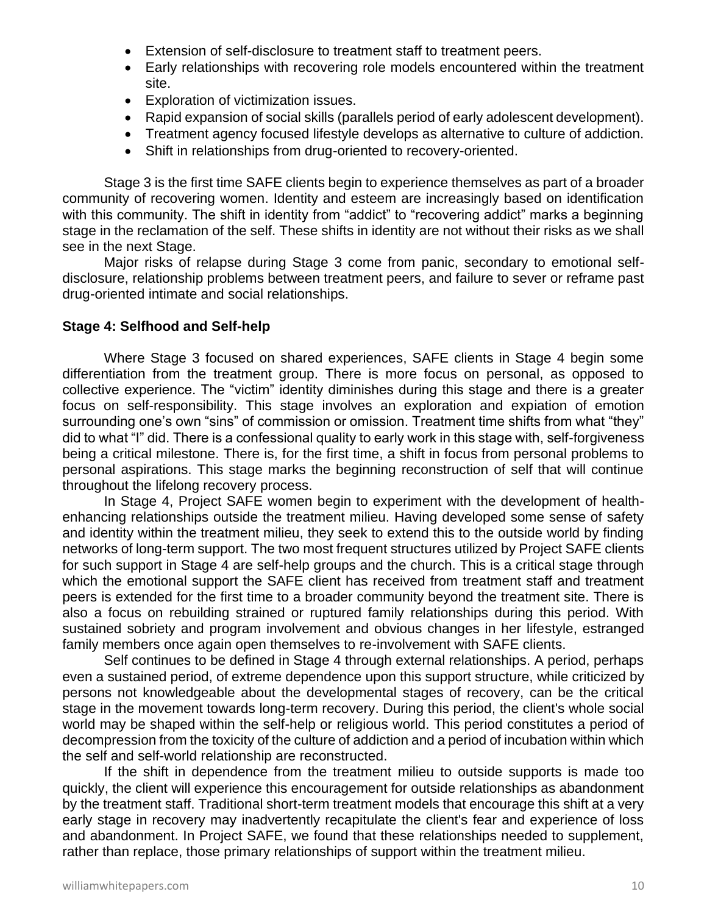- Extension of self-disclosure to treatment staff to treatment peers.
- Early relationships with recovering role models encountered within the treatment site.
- Exploration of victimization issues.
- Rapid expansion of social skills (parallels period of early adolescent development).
- Treatment agency focused lifestyle develops as alternative to culture of addiction.
- Shift in relationships from drug-oriented to recovery-oriented.

Stage 3 is the first time SAFE clients begin to experience themselves as part of a broader community of recovering women. Identity and esteem are increasingly based on identification with this community. The shift in identity from "addict" to "recovering addict" marks a beginning stage in the reclamation of the self. These shifts in identity are not without their risks as we shall see in the next Stage.

Major risks of relapse during Stage 3 come from panic, secondary to emotional self-disclosure, relationship problems between treatment peers, and failure to sever or reframe past drug-oriented intimate and social relationships.

**Stage 4: Selfhood and Self-help**

Where Stage 3 focused on shared experiences, SAFE clients in Stage 4 begin some differentiation from the treatment group. There is more focus on personal, as opposed to collective experience. The "victim" identity diminishes during this stage and there is a greater focus on self-responsibility. This stage involves an exploration and expiation of emotion surrounding one's own "sins" of commission or omission. Treatment time shifts from what "they" did to what "I" did. There is a confessional quality to early work in this stage with, self-forgiveness being a critical milestone. There is, for the first time, a shift in focus from personal problems to personal aspirations. This stage marks the beginning reconstruction of self that will continue throughout the lifelong recovery process.

In Stage 4, Project SAFE women begin to experiment with the development of health-enhancing relationships outside the treatment milieu. Having developed some sense of safety and identity within the treatment milieu, they seek to extend this to the outside world by finding networks of long-term support. The two most frequent structures utilized by Project SAFE clients for such support in Stage 4 are self-help groups and the church. This is a critical stage through which the emotional support the SAFE client has received from treatment staff and treatment peers is extended for the first time to a broader community beyond the treatment site. There is also a focus on rebuilding strained or ruptured family relationships during this period. With sustained sobriety and program involvement and obvious changes in her lifestyle, estranged family members once again open themselves to re-involvement with SAFE clients.

Self continues to be defined in Stage 4 through external relationships. A period, perhaps even a sustained period, of extreme dependence upon this support structure, while criticized by persons not knowledgeable about the developmental stages of recovery, can be the critical stage in the movement towards long-term recovery. During this period, the client's whole social world may be shaped within the self-help or religious world. This period constitutes a period of decompression from the toxicity of the culture of addiction and a period of incubation within which the self and self-world relationship are reconstructed.

If the shift in dependence from the treatment milieu to outside supports is made too quickly, the client will experience this encouragement for outside relationships as abandonment by the treatment staff. Traditional short-term treatment models that encourage this shift at a very early stage in recovery may inadvertently recapitulate the client's fear and experience of loss and abandonment. In Project SAFE, we found that these relationships needed to supplement, rather than replace, those primary relationships of support within the treatment milieu.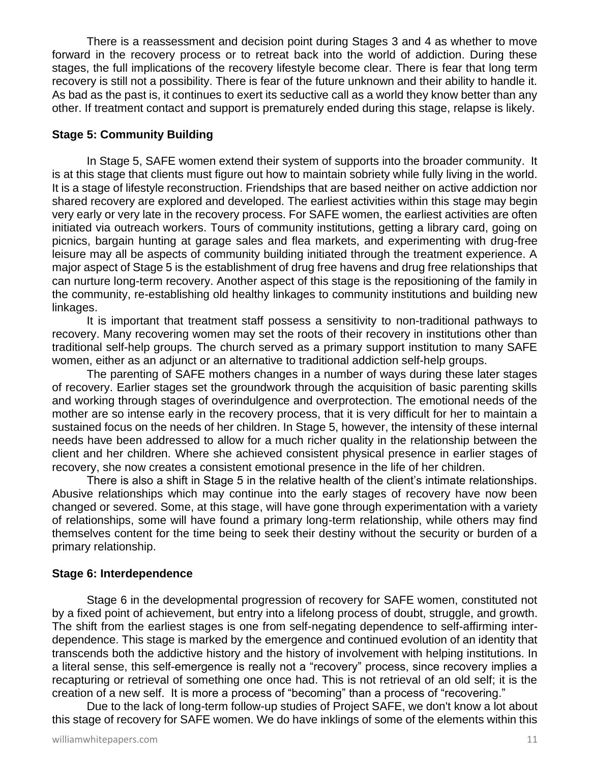There is a reassessment and decision point during Stages 3 and 4 as whether to move forward in the recovery process or to retreat back into the world of addiction. During these stages, the full implications of the recovery lifestyle become clear. There is fear that long term recovery is still not a possibility. There is fear of the future unknown and their ability to handle it. As bad as the past is, it continues to exert its seductive call as a world they know better than any other. If treatment contact and support is prematurely ended during this stage, relapse is likely.

**Stage 5: Community Building**

In Stage 5, SAFE women extend their system of supports into the broader community. It is at this stage that clients must figure out how to maintain sobriety while fully living in the world. It is a stage of lifestyle reconstruction. Friendships that are based neither on active addiction nor shared recovery are explored and developed. The earliest activities within this stage may begin very early or very late in the recovery process. For SAFE women, the earliest activities are often initiated via outreach workers. Tours of community institutions, getting a library card, going on picnics, bargain hunting at garage sales and flea markets, and experimenting with drug-free leisure may all be aspects of community building initiated through the treatment experience. A major aspect of Stage 5 is the establishment of drug free havens and drug free relationships that can nurture long-term recovery. Another aspect of this stage is the repositioning of the family in the community, re-establishing old healthy linkages to community institutions and building new linkages.

It is important that treatment staff possess a sensitivity to non-traditional pathways to recovery. Many recovering women may set the roots of their recovery in institutions other than traditional self-help groups. The church served as a primary support institution to many SAFE women, either as an adjunct or an alternative to traditional addiction self-help groups.

The parenting of SAFE mothers changes in a number of ways during these later stages of recovery. Earlier stages set the groundwork through the acquisition of basic parenting skills and working through stages of overindulgence and overprotection. The emotional needs of the mother are so intense early in the recovery process, that it is very difficult for her to maintain a sustained focus on the needs of her children. In Stage 5, however, the intensity of these internal needs have been addressed to allow for a much richer quality in the relationship between the client and her children. Where she achieved consistent physical presence in earlier stages of recovery, she now creates a consistent emotional presence in the life of her children.

There is also a shift in Stage 5 in the relative health of the client's intimate relationships. Abusive relationships which may continue into the early stages of recovery have now been changed or severed. Some, at this stage, will have gone through experimentation with a variety of relationships, some will have found a primary long-term relationship, while others may find themselves content for the time being to seek their destiny without the security or burden of a primary relationship.

**Stage 6: Interdependence**

Stage 6 in the developmental progression of recovery for SAFE women, constituted not by a fixed point of achievement, but entry into a lifelong process of doubt, struggle, and growth. The shift from the earliest stages is one from self-negating dependence to self-affirming inter-dependence. This stage is marked by the emergence and continued evolution of an identity that transcends both the addictive history and the history of involvement with helping institutions. In a literal sense, this self-emergence is really not a "recovery" process, since recovery implies a recapturing or retrieval of something one once had. This is not retrieval of an old self; it is the creation of a new self. It is more a process of "becoming" than a process of "recovering."

Due to the lack of long-term follow-up studies of Project SAFE, we don't know a lot about this stage of recovery for SAFE women. We do have inklings of some of the elements within this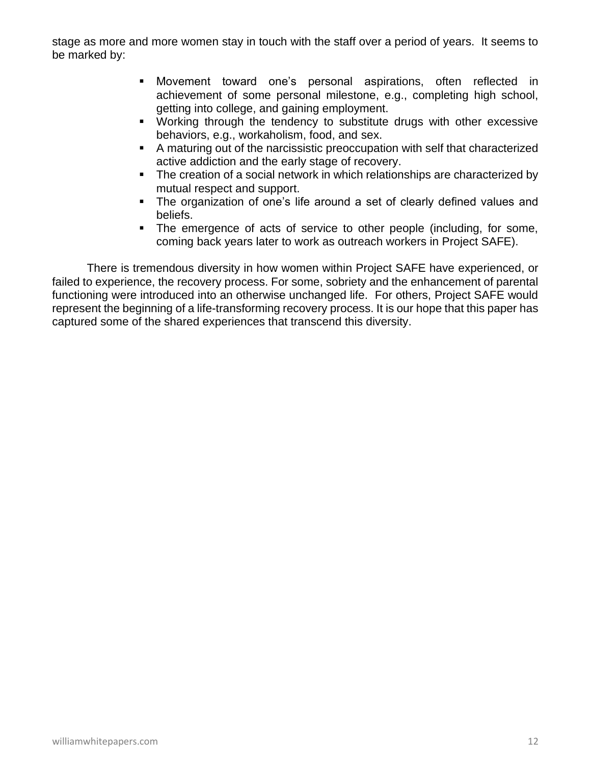stage as more and more women stay in touch with the staff over a period of years. It seems to be marked by:

- Movement toward one's personal aspirations, often reflected in achievement of some personal milestone, e.g., completing high school, getting into college, and gaining employment.
- Working through the tendency to substitute drugs with other excessive behaviors, e.g., workaholism, food, and sex.
- A maturing out of the narcissistic preoccupation with self that characterized active addiction and the early stage of recovery.
- The creation of a social network in which relationships are characterized by mutual respect and support.
- The organization of one's life around a set of clearly defined values and beliefs.
- The emergence of acts of service to other people (including, for some, coming back years later to work as outreach workers in Project SAFE).

There is tremendous diversity in how women within Project SAFE have experienced, or failed to experience, the recovery process. For some, sobriety and the enhancement of parental functioning were introduced into an otherwise unchanged life. For others, Project SAFE would represent the beginning of a life-transforming recovery process. It is our hope that this paper has captured some of the shared experiences that transcend this diversity.